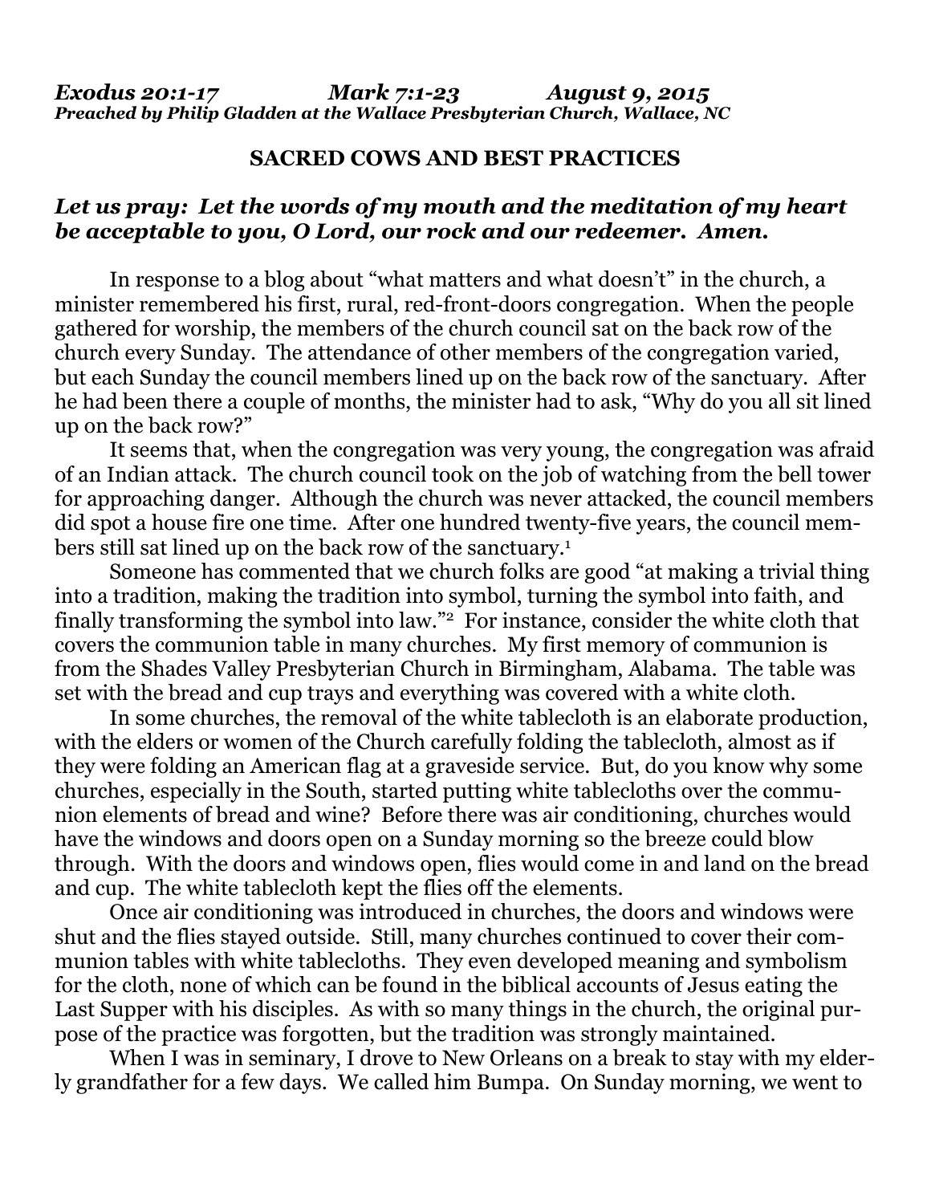***Exodus 20:1-17 Mark 7:1-23 August 9, 2015***
***Preached by Philip Gladden at the Wallace Presbyterian Church, Wallace, NC***

## SACRED COWS AND BEST PRACTICES

### *Let us pray: Let the words of my mouth and the meditation of my heart be acceptable to you, O Lord, our rock and our redeemer. Amen.*

In response to a blog about "what matters and what doesn't" in the church, a minister remembered his first, rural, red-front-doors congregation. When the people gathered for worship, the members of the church council sat on the back row of the church every Sunday. The attendance of other members of the congregation varied, but each Sunday the council members lined up on the back row of the sanctuary. After he had been there a couple of months, the minister had to ask, "Why do you all sit lined up on the back row?"

It seems that, when the congregation was very young, the congregation was afraid of an Indian attack. The church council took on the job of watching from the bell tower for approaching danger. Although the church was never attacked, the council members did spot a house fire one time. After one hundred twenty-five years, the council members still sat lined up on the back row of the sanctuary.[1]

Someone has commented that we church folks are good "at making a trivial thing into a tradition, making the tradition into symbol, turning the symbol into faith, and finally transforming the symbol into law."[2] For instance, consider the white cloth that covers the communion table in many churches. My first memory of communion is from the Shades Valley Presbyterian Church in Birmingham, Alabama. The table was set with the bread and cup trays and everything was covered with a white cloth.

In some churches, the removal of the white tablecloth is an elaborate production, with the elders or women of the Church carefully folding the tablecloth, almost as if they were folding an American flag at a graveside service. But, do you know why some churches, especially in the South, started putting white tablecloths over the communion elements of bread and wine? Before there was air conditioning, churches would have the windows and doors open on a Sunday morning so the breeze could blow through. With the doors and windows open, flies would come in and land on the bread and cup. The white tablecloth kept the flies off the elements.

Once air conditioning was introduced in churches, the doors and windows were shut and the flies stayed outside. Still, many churches continued to cover their communion tables with white tablecloths. They even developed meaning and symbolism for the cloth, none of which can be found in the biblical accounts of Jesus eating the Last Supper with his disciples. As with so many things in the church, the original purpose of the practice was forgotten, but the tradition was strongly maintained.

When I was in seminary, I drove to New Orleans on a break to stay with my elderly grandfather for a few days. We called him Bumpa. On Sunday morning, we went to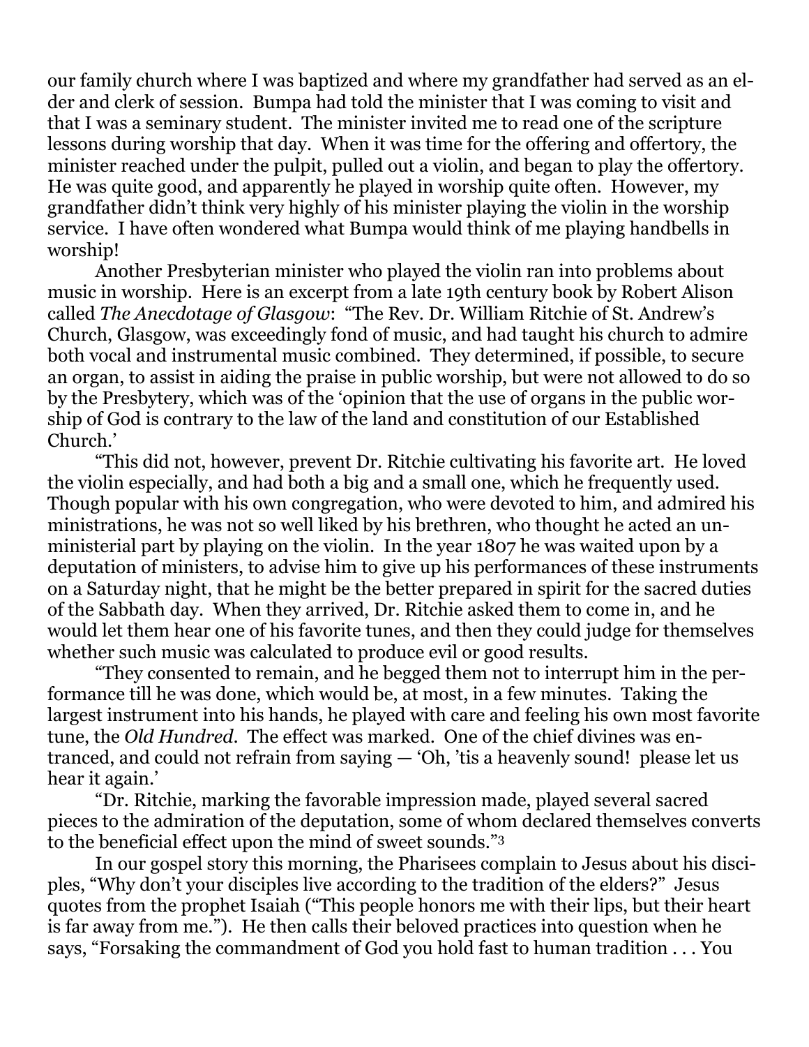our family church where I was baptized and where my grandfather had served as an elder and clerk of session. Bumpa had told the minister that I was coming to visit and that I was a seminary student. The minister invited me to read one of the scripture lessons during worship that day. When it was time for the offering and offertory, the minister reached under the pulpit, pulled out a violin, and began to play the offertory. He was quite good, and apparently he played in worship quite often. However, my grandfather didn't think very highly of his minister playing the violin in the worship service. I have often wondered what Bumpa would think of me playing handbells in worship!

Another Presbyterian minister who played the violin ran into problems about music in worship. Here is an excerpt from a late 19th century book by Robert Alison called *The Anecdotage of Glasgow*: "The Rev. Dr. William Ritchie of St. Andrew's Church, Glasgow, was exceedingly fond of music, and had taught his church to admire both vocal and instrumental music combined. They determined, if possible, to secure an organ, to assist in aiding the praise in public worship, but were not allowed to do so by the Presbytery, which was of the 'opinion that the use of organs in the public worship of God is contrary to the law of the land and constitution of our Established Church.'

"This did not, however, prevent Dr. Ritchie cultivating his favorite art. He loved the violin especially, and had both a big and a small one, which he frequently used. Though popular with his own congregation, who were devoted to him, and admired his ministrations, he was not so well liked by his brethren, who thought he acted an unministerial part by playing on the violin. In the year 1807 he was waited upon by a deputation of ministers, to advise him to give up his performances of these instruments on a Saturday night, that he might be the better prepared in spirit for the sacred duties of the Sabbath day. When they arrived, Dr. Ritchie asked them to come in, and he would let them hear one of his favorite tunes, and then they could judge for themselves whether such music was calculated to produce evil or good results.

"They consented to remain, and he begged them not to interrupt him in the performance till he was done, which would be, at most, in a few minutes. Taking the largest instrument into his hands, he played with care and feeling his own most favorite tune, the *Old Hundred*. The effect was marked. One of the chief divines was entranced, and could not refrain from saying — 'Oh, 'tis a heavenly sound! please let us hear it again.'

"Dr. Ritchie, marking the favorable impression made, played several sacred pieces to the admiration of the deputation, some of whom declared themselves converts to the beneficial effect upon the mind of sweet sounds."[3]

In our gospel story this morning, the Pharisees complain to Jesus about his disciples, "Why don't your disciples live according to the tradition of the elders?" Jesus quotes from the prophet Isaiah ("This people honors me with their lips, but their heart is far away from me."). He then calls their beloved practices into question when he says, "Forsaking the commandment of God you hold fast to human tradition . . . You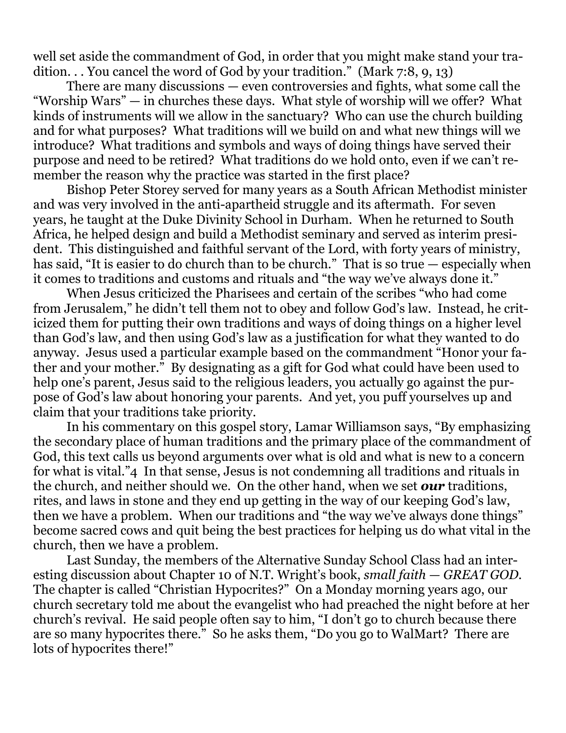well set aside the commandment of God, in order that you might make stand your tradition. . . You cancel the word of God by your tradition." (Mark 7:8, 9, 13)

There are many discussions — even controversies and fights, what some call the "Worship Wars" — in churches these days. What style of worship will we offer? What kinds of instruments will we allow in the sanctuary? Who can use the church building and for what purposes? What traditions will we build on and what new things will we introduce? What traditions and symbols and ways of doing things have served their purpose and need to be retired? What traditions do we hold onto, even if we can't remember the reason why the practice was started in the first place?

Bishop Peter Storey served for many years as a South African Methodist minister and was very involved in the anti-apartheid struggle and its aftermath. For seven years, he taught at the Duke Divinity School in Durham. When he returned to South Africa, he helped design and build a Methodist seminary and served as interim president. This distinguished and faithful servant of the Lord, with forty years of ministry, has said, "It is easier to do church than to be church." That is so true — especially when it comes to traditions and customs and rituals and "the way we've always done it."

When Jesus criticized the Pharisees and certain of the scribes "who had come from Jerusalem," he didn't tell them not to obey and follow God's law. Instead, he criticized them for putting their own traditions and ways of doing things on a higher level than God's law, and then using God's law as a justification for what they wanted to do anyway. Jesus used a particular example based on the commandment "Honor your father and your mother." By designating as a gift for God what could have been used to help one's parent, Jesus said to the religious leaders, you actually go against the purpose of God's law about honoring your parents. And yet, you puff yourselves up and claim that your traditions take priority.

In his commentary on this gospel story, Lamar Williamson says, "By emphasizing the secondary place of human traditions and the primary place of the commandment of God, this text calls us beyond arguments over what is old and what is new to a concern for what is vital."[4] In that sense, Jesus is not condemning all traditions and rituals in the church, and neither should we. On the other hand, when we set ***our*** traditions, rites, and laws in stone and they end up getting in the way of our keeping God's law, then we have a problem. When our traditions and "the way we've always done things" become sacred cows and quit being the best practices for helping us do what vital in the church, then we have a problem.

Last Sunday, the members of the Alternative Sunday School Class had an interesting discussion about Chapter 10 of N.T. Wright's book, *small faith — GREAT GOD.* The chapter is called "Christian Hypocrites?" On a Monday morning years ago, our church secretary told me about the evangelist who had preached the night before at her church's revival. He said people often say to him, "I don't go to church because there are so many hypocrites there." So he asks them, "Do you go to WalMart? There are lots of hypocrites there!"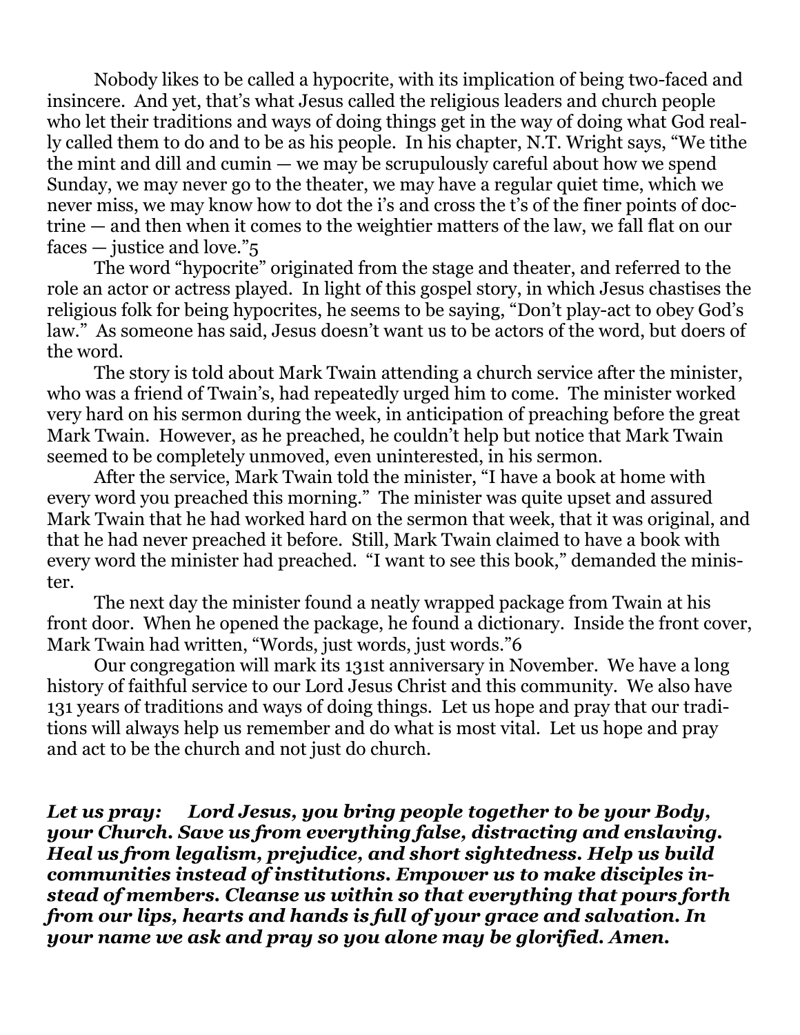Nobody likes to be called a hypocrite, with its implication of being two-faced and insincere. And yet, that's what Jesus called the religious leaders and church people who let their traditions and ways of doing things get in the way of doing what God really called them to do and to be as his people. In his chapter, N.T. Wright says, "We tithe the mint and dill and cumin — we may be scrupulously careful about how we spend Sunday, we may never go to the theater, we may have a regular quiet time, which we never miss, we may know how to dot the i's and cross the t's of the finer points of doctrine — and then when it comes to the weightier matters of the law, we fall flat on our faces — justice and love."[5]

The word "hypocrite" originated from the stage and theater, and referred to the role an actor or actress played. In light of this gospel story, in which Jesus chastises the religious folk for being hypocrites, he seems to be saying, "Don't play-act to obey God's law." As someone has said, Jesus doesn't want us to be actors of the word, but doers of the word.

The story is told about Mark Twain attending a church service after the minister, who was a friend of Twain's, had repeatedly urged him to come. The minister worked very hard on his sermon during the week, in anticipation of preaching before the great Mark Twain. However, as he preached, he couldn't help but notice that Mark Twain seemed to be completely unmoved, even uninterested, in his sermon.

After the service, Mark Twain told the minister, "I have a book at home with every word you preached this morning." The minister was quite upset and assured Mark Twain that he had worked hard on the sermon that week, that it was original, and that he had never preached it before. Still, Mark Twain claimed to have a book with every word the minister had preached. "I want to see this book," demanded the minister.

The next day the minister found a neatly wrapped package from Twain at his front door. When he opened the package, he found a dictionary. Inside the front cover, Mark Twain had written, "Words, just words, just words."[6]

Our congregation will mark its 131st anniversary in November. We have a long history of faithful service to our Lord Jesus Christ and this community. We also have 131 years of traditions and ways of doing things. Let us hope and pray that our traditions will always help us remember and do what is most vital. Let us hope and pray and act to be the church and not just do church.

***Let us pray:*** ***Lord Jesus, you bring people together to be your Body, your Church. Save us from everything false, distracting and enslaving. Heal us from legalism, prejudice, and short sightedness. Help us build communities instead of institutions. Empower us to make disciples instead of members. Cleanse us within so that everything that pours forth from our lips, hearts and hands is full of your grace and salvation. In your name we ask and pray so you alone may be glorified. Amen.***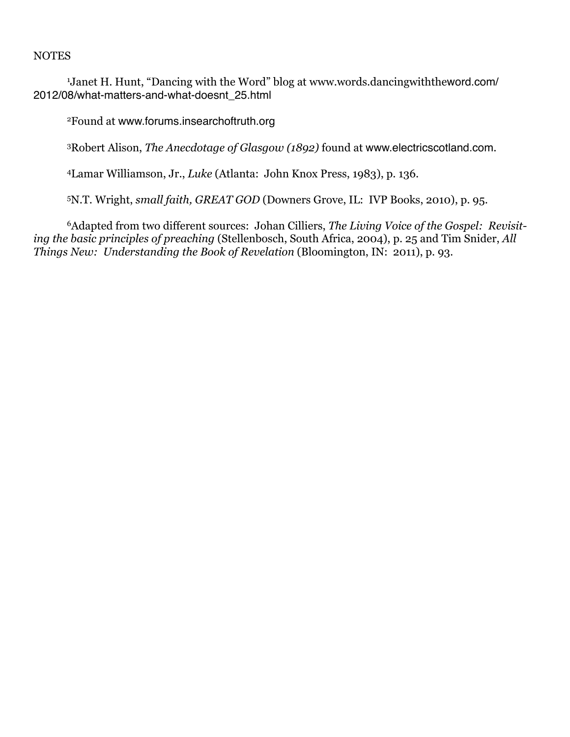NOTES

[1]Janet H. Hunt, "Dancing with the Word" blog at www.words.dancingwiththeword.com/2012/08/what-matters-and-what-doesnt_25.html

[2]Found at www.forums.insearchoftruth.org

[3]Robert Alison, *The Anecdotage of Glasgow (1892)* found at www.electricscotland.com.

[4]Lamar Williamson, Jr., *Luke* (Atlanta: John Knox Press, 1983), p. 136.

[5]N.T. Wright, *small faith, GREAT GOD* (Downers Grove, IL: IVP Books, 2010), p. 95.

[6]Adapted from two different sources: Johan Cilliers, *The Living Voice of the Gospel: Revisiting the basic principles of preaching* (Stellenbosch, South Africa, 2004), p. 25 and Tim Snider, *All Things New: Understanding the Book of Revelation* (Bloomington, IN: 2011), p. 93.